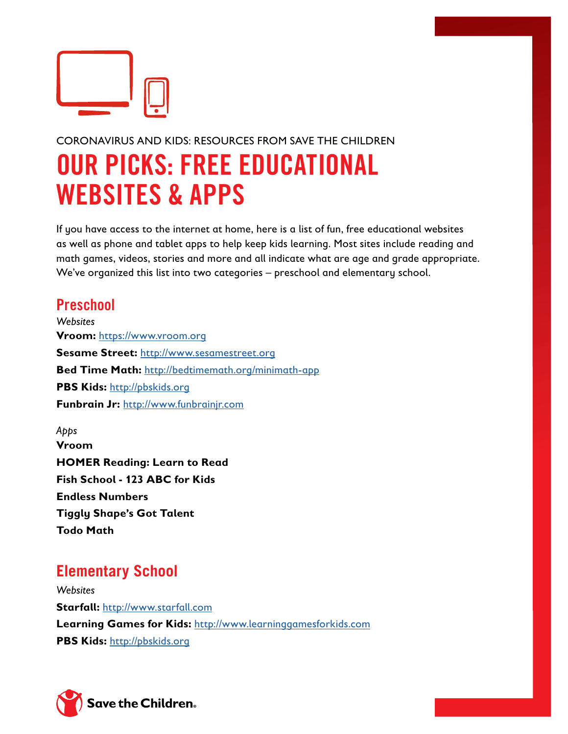CORONAVIRUS AND KIDS: RESOURCES FROM SAVE THE CHILDREN

# OUR PICKS: FREE EDUCATIONAL WEBSITES & APPS

If you have access to the internet at home, here is a list of fun, free educational websites as well as phone and tablet apps to help keep kids learning. Most sites include reading and math games, videos, stories and more and all indicate what are age and grade appropriate. We've organized this list into two categories – preschool and elementary school.

## Preschool

*Websites*

**Vroom:** https://www.vroom.org
**Sesame Street:** http://www.sesamestreet.org
**Bed Time Math:** http://bedtimemath.org/minimath-app
**PBS Kids:** http://pbskids.org
**Funbrain Jr:** http://www.funbrainjr.com

*Apps*

**Vroom**
**HOMER Reading: Learn to Read**
**Fish School - 123 ABC for Kids**
**Endless Numbers**
**Tiggly Shape's Got Talent**
**Todo Math**

## Elementary School

*Websites*

**Starfall:** http://www.starfall.com
**Learning Games for Kids:** http://www.learninggamesforkids.com
**PBS Kids:** http://pbskids.org

Save the Children.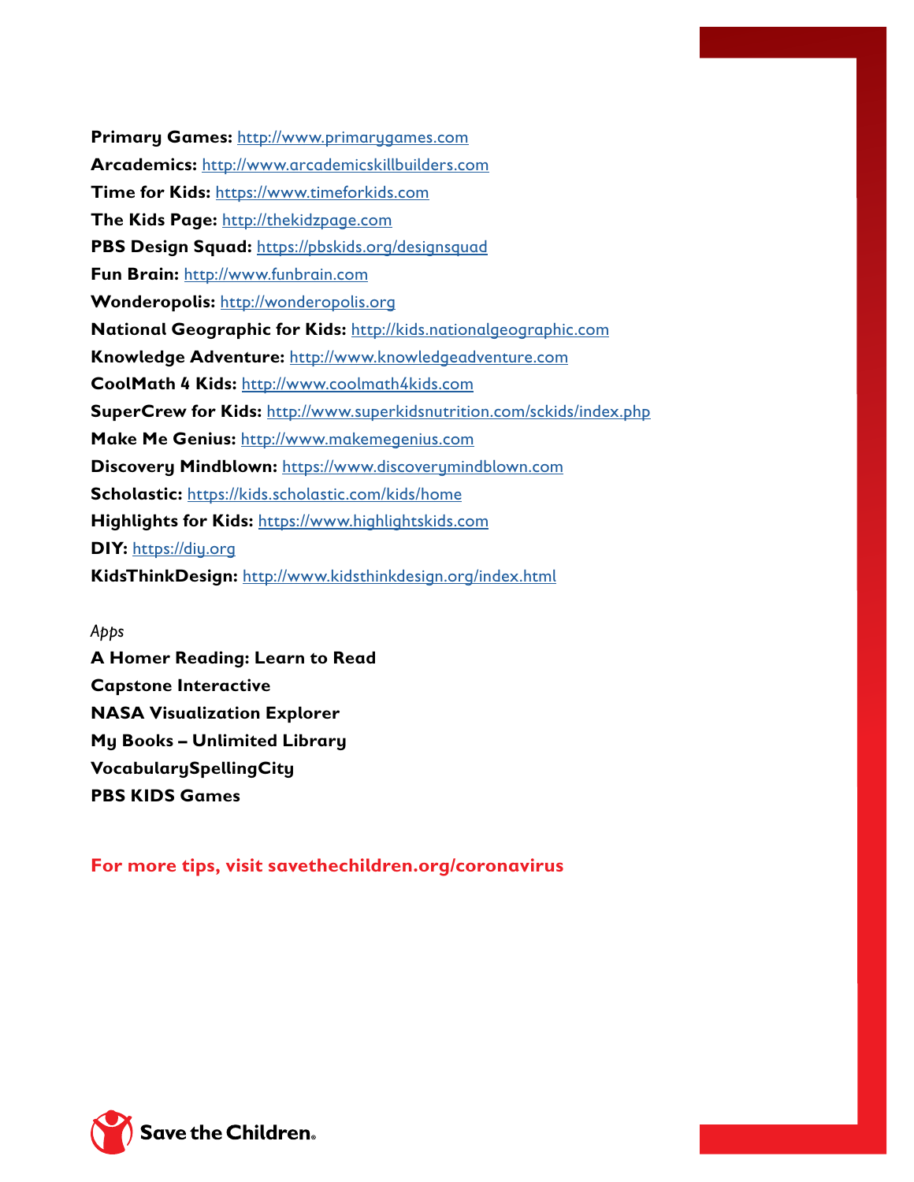**Primary Games:** http://www.primarygames.com
**Arcademics:** http://www.arcademicskillbuilders.com
**Time for Kids:** https://www.timeforkids.com
**The Kids Page:** http://thekidzpage.com
**PBS Design Squad:** https://pbskids.org/designsquad
**Fun Brain:** http://www.funbrain.com
**Wonderopolis:** http://wonderopolis.org
**National Geographic for Kids:** http://kids.nationalgeographic.com
**Knowledge Adventure:** http://www.knowledgeadventure.com
**CoolMath 4 Kids:** http://www.coolmath4kids.com
**SuperCrew for Kids:** http://www.superkidsnutrition.com/sckids/index.php
**Make Me Genius:** http://www.makemegenius.com
**Discovery Mindblown:** https://www.discoverymindblown.com
**Scholastic:** https://kids.scholastic.com/kids/home
**Highlights for Kids:** https://www.highlightskids.com
**DIY:** https://diy.org
**KidsThinkDesign:** http://www.kidsthinkdesign.org/index.html

*Apps*

**A Homer Reading: Learn to Read**
**Capstone Interactive**
**NASA Visualization Explorer**
**My Books – Unlimited Library**
**VocabularySpellingCity**
**PBS KIDS Games**

**For more tips, visit savethechildren.org/coronavirus**

Save the Children.